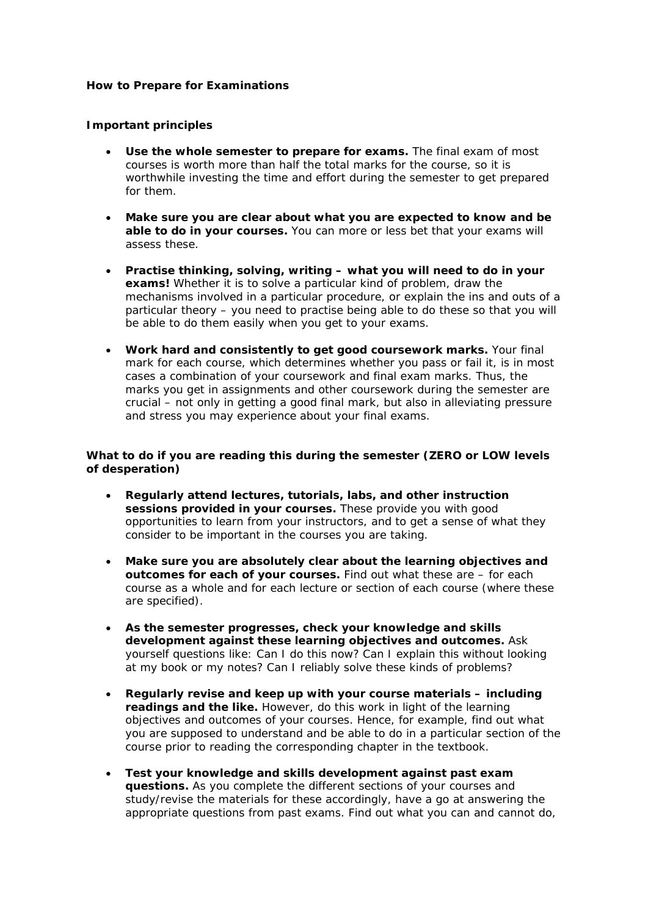# How to Prepare for Examinations

## Important principles

- **Use the whole semester to prepare for exams.** The final exam of most courses is worth more than half the total marks for the course, so it is worthwhile investing the time and effort during the semester to get prepared for them.
- **Make sure you are clear about what you are expected to know and be able to do in your courses.** You can more or less bet that your exams will assess these.
- **Practise thinking, solving, writing – what you will need to do in your exams!** Whether it is to solve a particular kind of problem, draw the mechanisms involved in a particular procedure, or explain the ins and outs of a particular theory – you need to practise being able to do these so that you will be able to do them easily when you get to your exams.
- **Work hard and consistently to get good coursework marks.** Your final mark for each course, which determines whether you pass or fail it, is in most cases a combination of your coursework and final exam marks. Thus, the marks you get in assignments and other coursework during the semester are crucial – not only in getting a good final mark, but also in alleviating pressure and stress you may experience about your final exams.

## What to do if you are reading this during the semester (ZERO or LOW levels of desperation)

- **Regularly attend lectures, tutorials, labs, and other instruction sessions provided in your courses.** These provide you with good opportunities to learn from your instructors, and to get a sense of what they consider to be important in the courses you are taking.
- **Make sure you are absolutely clear about the learning objectives and outcomes for each of your courses.** Find out what these are – for each course as a whole and for each lecture or section of each course (where these are specified).
- **As the semester progresses, check your knowledge and skills development against these learning objectives and outcomes.** Ask yourself questions like: Can I do this now? Can I explain this without looking at my book or my notes? Can I reliably solve these kinds of problems?
- **Regularly revise and keep up with your course materials – including readings and the like.** However, do this work in light of the learning objectives and outcomes of your courses. Hence, for example, find out what you are supposed to understand and be able to do in a particular section of the course prior to reading the corresponding chapter in the textbook.
- **Test your knowledge and skills development against past exam questions.** As you complete the different sections of your courses and study/revise the materials for these accordingly, have a go at answering the appropriate questions from past exams. Find out what you can and cannot do,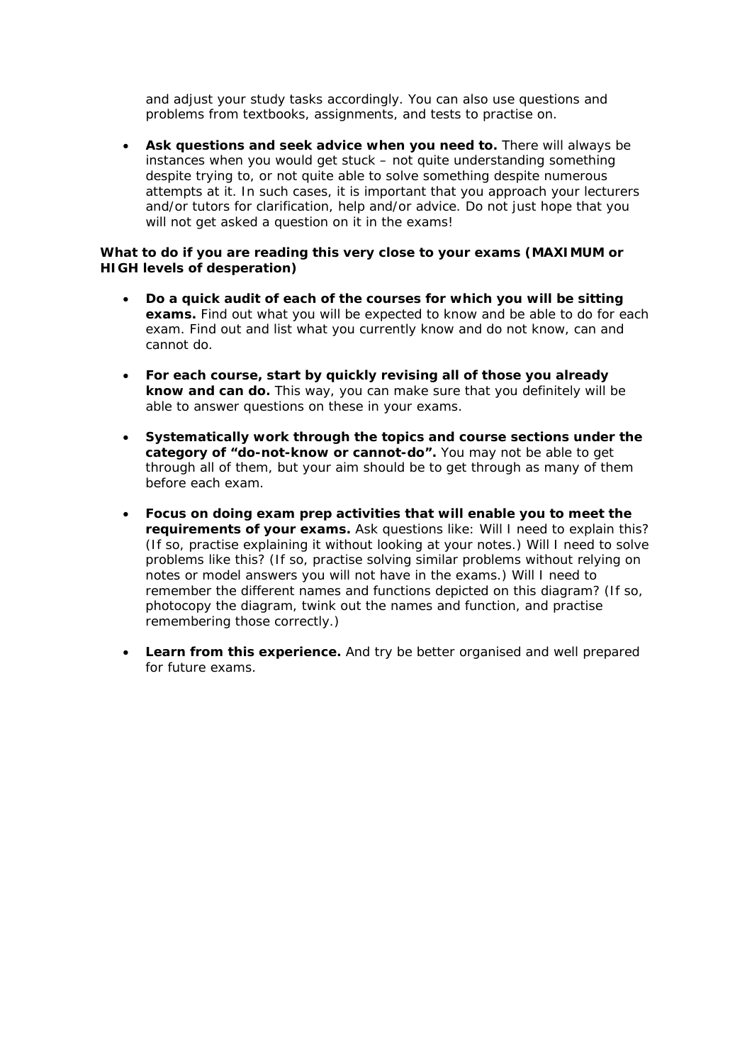and adjust your study tasks accordingly. You can also use questions and problems from textbooks, assignments, and tests to practise on.

- **Ask questions and seek advice when you need to.** There will always be instances when you would get stuck – not quite understanding something despite trying to, or not quite able to solve something despite numerous attempts at it. In such cases, it is important that you approach your lecturers and/or tutors for clarification, help and/or advice. Do not just hope that you will not get asked a question on it in the exams!

**What to do if you are reading this very close to your exams (MAXIMUM or HIGH levels of desperation)**

- **Do a quick audit of each of the courses for which you will be sitting exams.** Find out what you will be expected to know and be able to do for each exam. Find out and list what you currently know and do not know, can and cannot do.

- **For each course, start by quickly revising all of those you already know and can do.** This way, you can make sure that you definitely will be able to answer questions on these in your exams.

- **Systematically work through the topics and course sections under the category of "do-not-know or cannot-do".** You may not be able to get through all of them, but your aim should be to get through as many of them before each exam.

- **Focus on doing exam prep activities that will enable you to meet the requirements of your exams.** Ask questions like: Will I need to explain this? (If so, practise explaining it without looking at your notes.) Will I need to solve problems like this? (If so, practise solving similar problems without relying on notes or model answers you will not have in the exams.) Will I need to remember the different names and functions depicted on this diagram? (If so, photocopy the diagram, twink out the names and function, and practise remembering those correctly.)

- **Learn from this experience.** And try be better organised and well prepared for future exams.